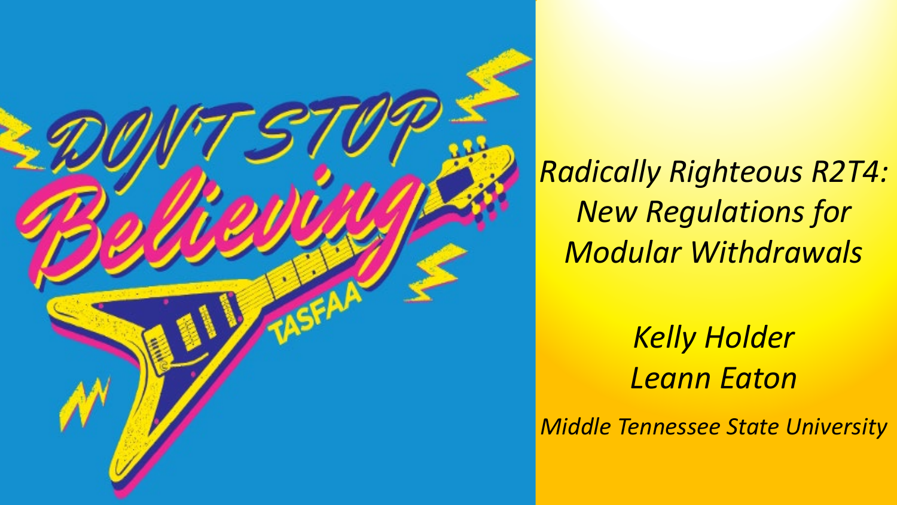*Radically Righteous R2T4: New Regulations for Modular Withdrawals*

*Kelly Holder*
*Leann Eaton*

*Middle Tennessee State University*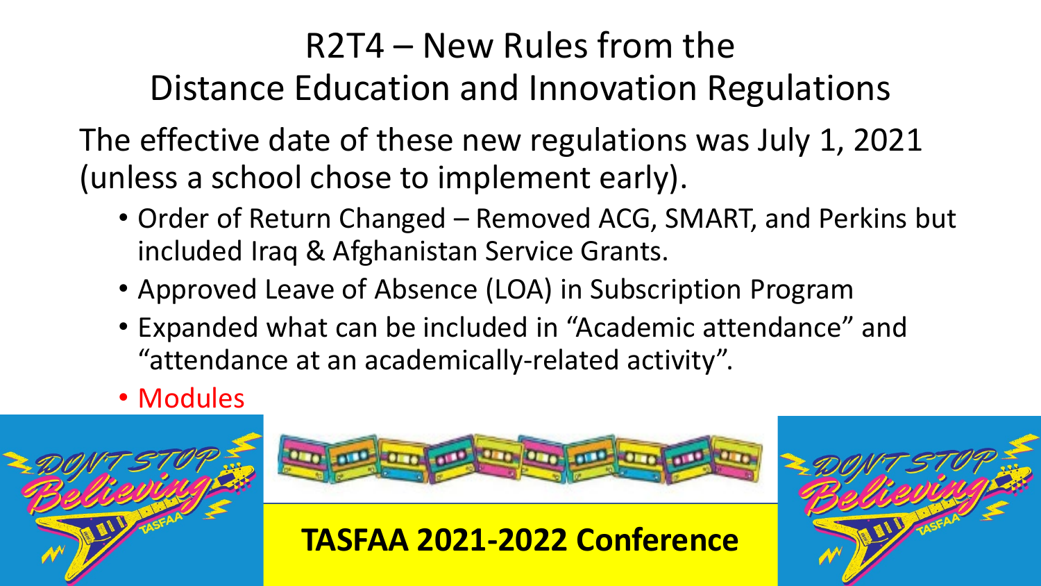# R2T4 – New Rules from the Distance Education and Innovation Regulations

The effective date of these new regulations was July 1, 2021 (unless a school chose to implement early).

- Order of Return Changed – Removed ACG, SMART, and Perkins but included Iraq & Afghanistan Service Grants.
- Approved Leave of Absence (LOA) in Subscription Program
- Expanded what can be included in "Academic attendance" and "attendance at an academically-related activity".
- Modules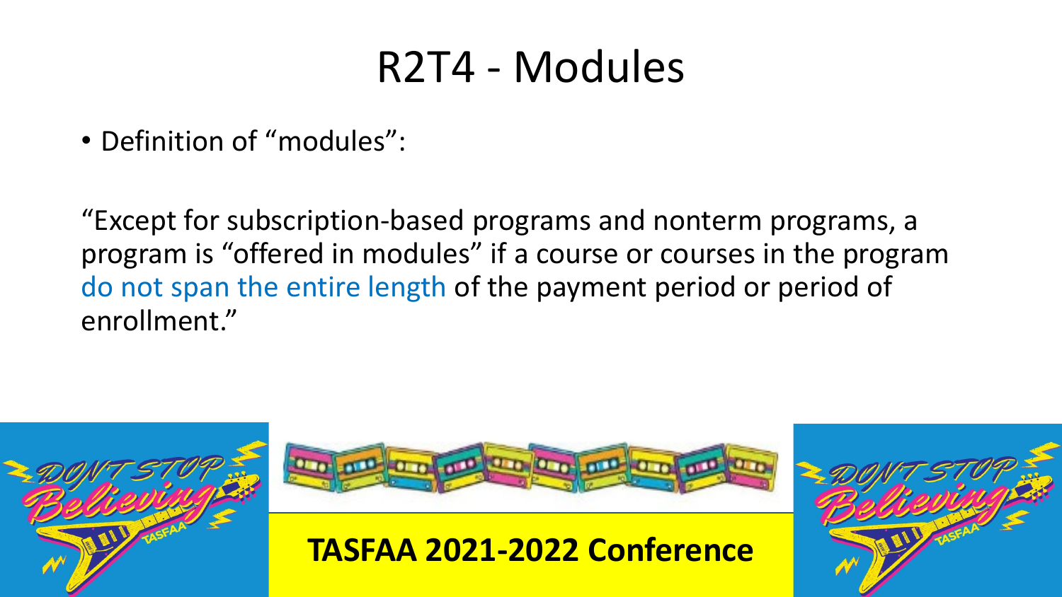# R2T4 - Modules

- Definition of "modules":

"Except for subscription-based programs and nonterm programs, a program is "offered in modules" if a course or courses in the program do not span the entire length of the payment period or period of enrollment."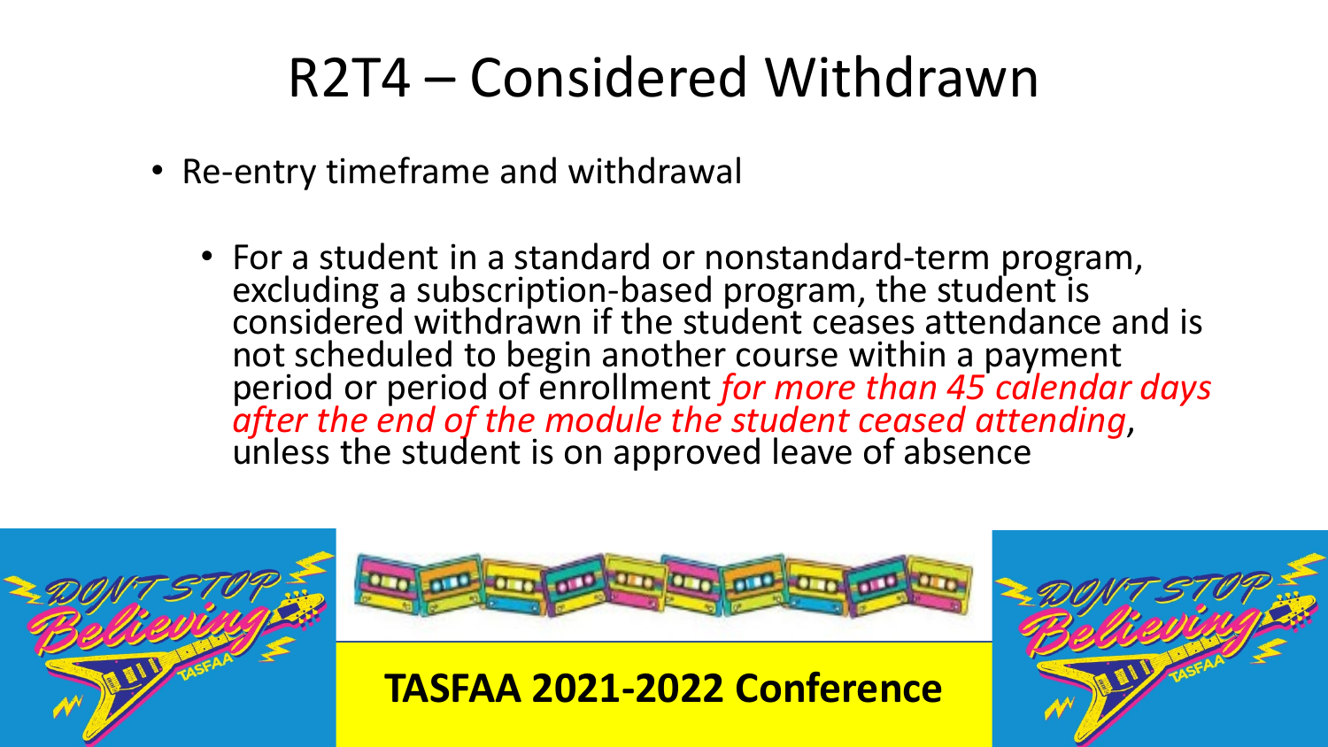# R2T4 – Considered Withdrawn

- Re-entry timeframe and withdrawal
  - For a student in a standard or nonstandard-term program, excluding a subscription-based program, the student is considered withdrawn if the student ceases attendance and is not scheduled to begin another course within a payment period or period of enrollment *for more than 45 calendar days after the end of the module the student ceased attending*, unless the student is on approved leave of absence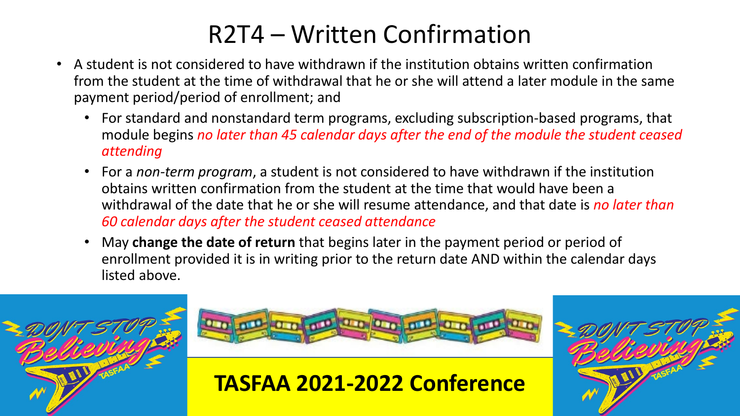# R2T4 – Written Confirmation

- A student is not considered to have withdrawn if the institution obtains written confirmation from the student at the time of withdrawal that he or she will attend a later module in the same payment period/period of enrollment; and
  - For standard and nonstandard term programs, excluding subscription-based programs, that module begins *no later than 45 calendar days after the end of the module the student ceased attending*
  - For a *non-term program*, a student is not considered to have withdrawn if the institution obtains written confirmation from the student at the time that would have been a withdrawal of the date that he or she will resume attendance, and that date is *no later than 60 calendar days after the student ceased attendance*
  - May **change the date of return** that begins later in the payment period or period of enrollment provided it is in writing prior to the return date AND within the calendar days listed above.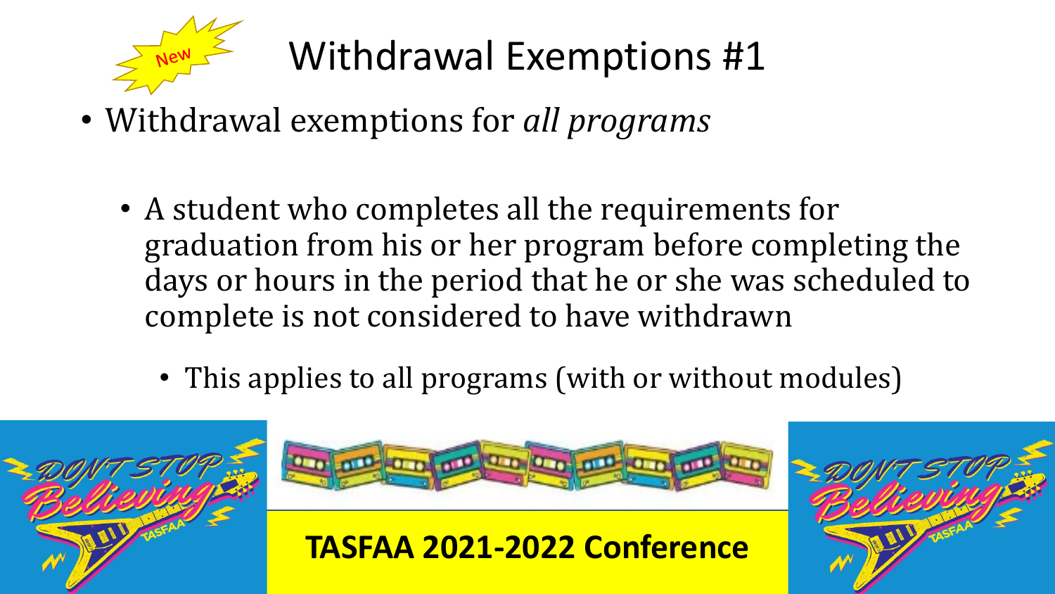# Withdrawal Exemptions #1

New

- Withdrawal exemptions for *all programs*
  - A student who completes all the requirements for graduation from his or her program before completing the days or hours in the period that he or she was scheduled to complete is not considered to have withdrawn
    - This applies to all programs (with or without modules)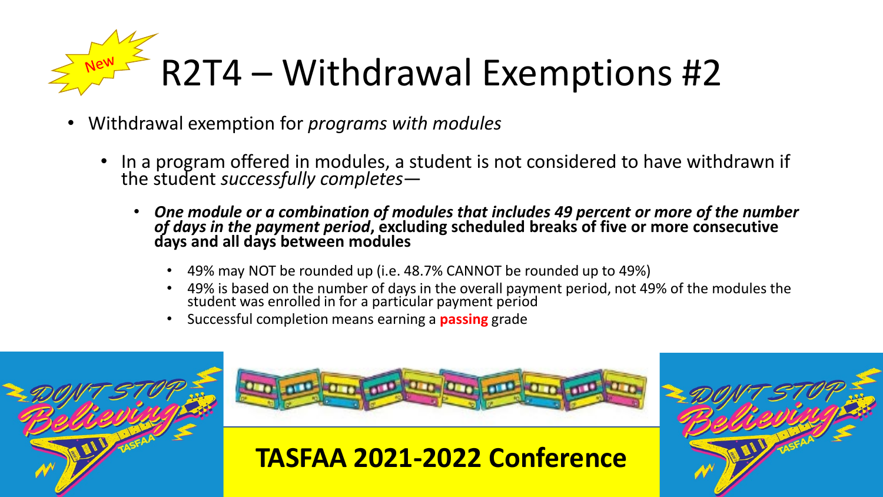# New R2T4 – Withdrawal Exemptions #2

- Withdrawal exemption for *programs with modules*
  - In a program offered in modules, a student is not considered to have withdrawn if the student *successfully completes*—
    - ***One module or a combination of modules that includes 49 percent or more of the number of days in the payment period*, excluding scheduled breaks of five or more consecutive days and all days between modules**
      - 49% may NOT be rounded up (i.e. 48.7% CANNOT be rounded up to 49%)
      - 49% is based on the number of days in the overall payment period, not 49% of the modules the student was enrolled in for a particular payment period
      - Successful completion means earning a **passing** grade

DON'T STOP Believing TASFAA

**TASFAA 2021-2022 Conference**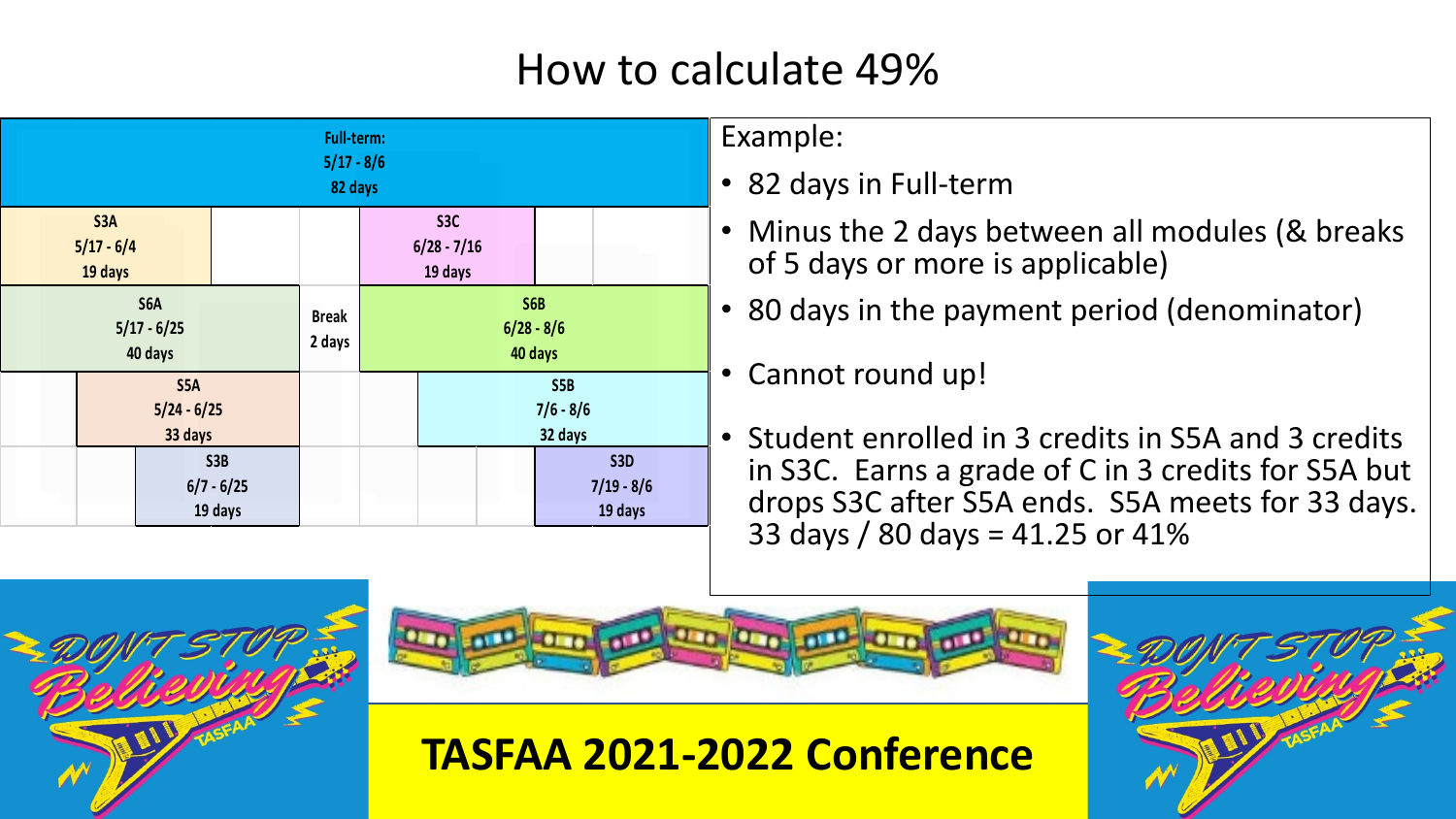# How to calculate 49%

| Full-term: 5/17 - 8/6 82 days | | | |
|---|---|---|---|
| S3A 5/17 - 6/4 19 days | | S3C 6/28 - 7/16 19 days | |
| S6A 5/17 - 6/25 40 days | Break 2 days | S6B 6/28 - 8/6 40 days | |
| S5A 5/24 - 6/25 33 days | | S5B 7/6 - 8/6 32 days | |
| S3B 6/7 - 6/25 19 days | | | S3D 7/19 - 8/6 19 days |

Example:

- 82 days in Full-term
- Minus the 2 days between all modules (& breaks of 5 days or more is applicable)
- 80 days in the payment period (denominator)
- Cannot round up!
- Student enrolled in 3 credits in S5A and 3 credits in S3C. Earns a grade of C in 3 credits for S5A but drops S3C after S5A ends. S5A meets for 33 days. 33 days / 80 days = 41.25 or 41%

DON'T STOP Believing TASFAA

TASFAA 2021-2022 Conference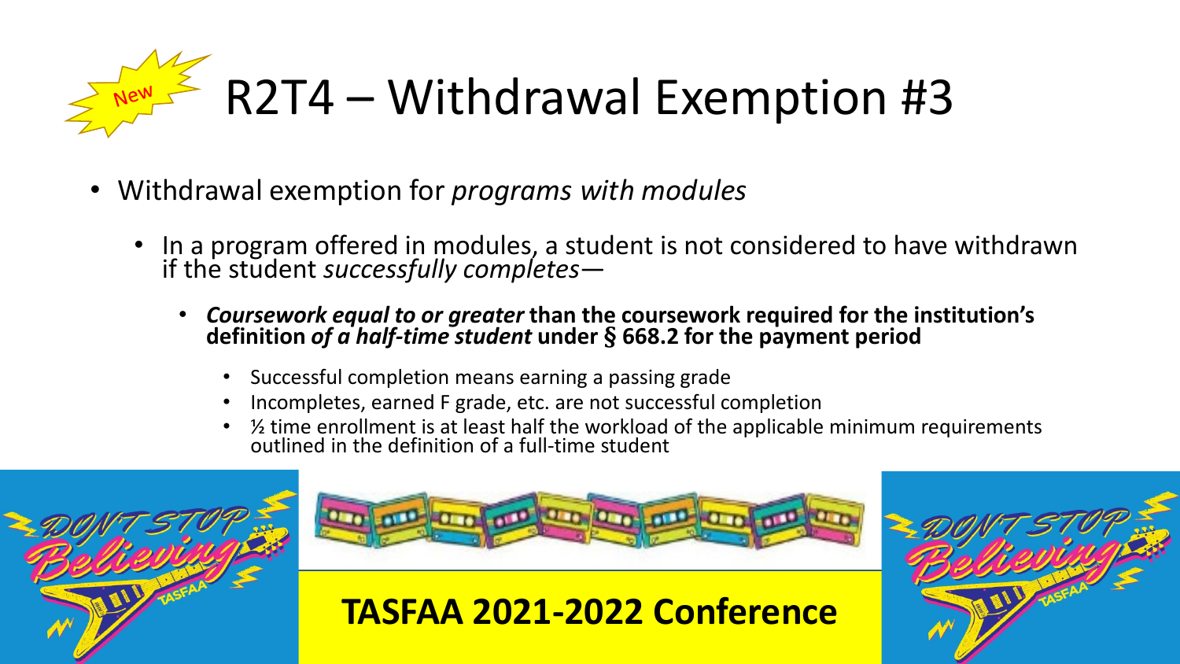# R2T4 – Withdrawal Exemption #3

New

- Withdrawal exemption for *programs with modules*
  - In a program offered in modules, a student is not considered to have withdrawn if the student *successfully completes*—
    - ***Coursework equal to or greater*** **than the coursework required for the institution's definition** ***of a half-time student*** **under § 668.2 for the payment period**
      - Successful completion means earning a passing grade
      - Incompletes, earned F grade, etc. are not successful completion
      - ½ time enrollment is at least half the workload of the applicable minimum requirements outlined in the definition of a full-time student

**TASFAA 2021-2022 Conference**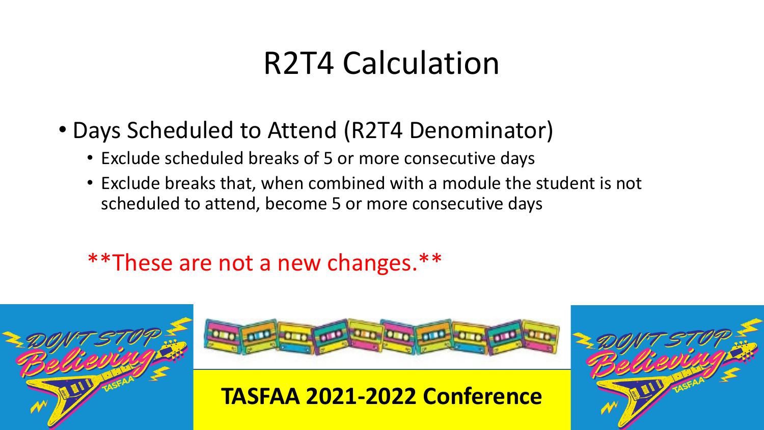# R2T4 Calculation

- Days Scheduled to Attend (R2T4 Denominator)
  - Exclude scheduled breaks of 5 or more consecutive days
  - Exclude breaks that, when combined with a module the student is not scheduled to attend, become 5 or more consecutive days

**These are not a new changes.**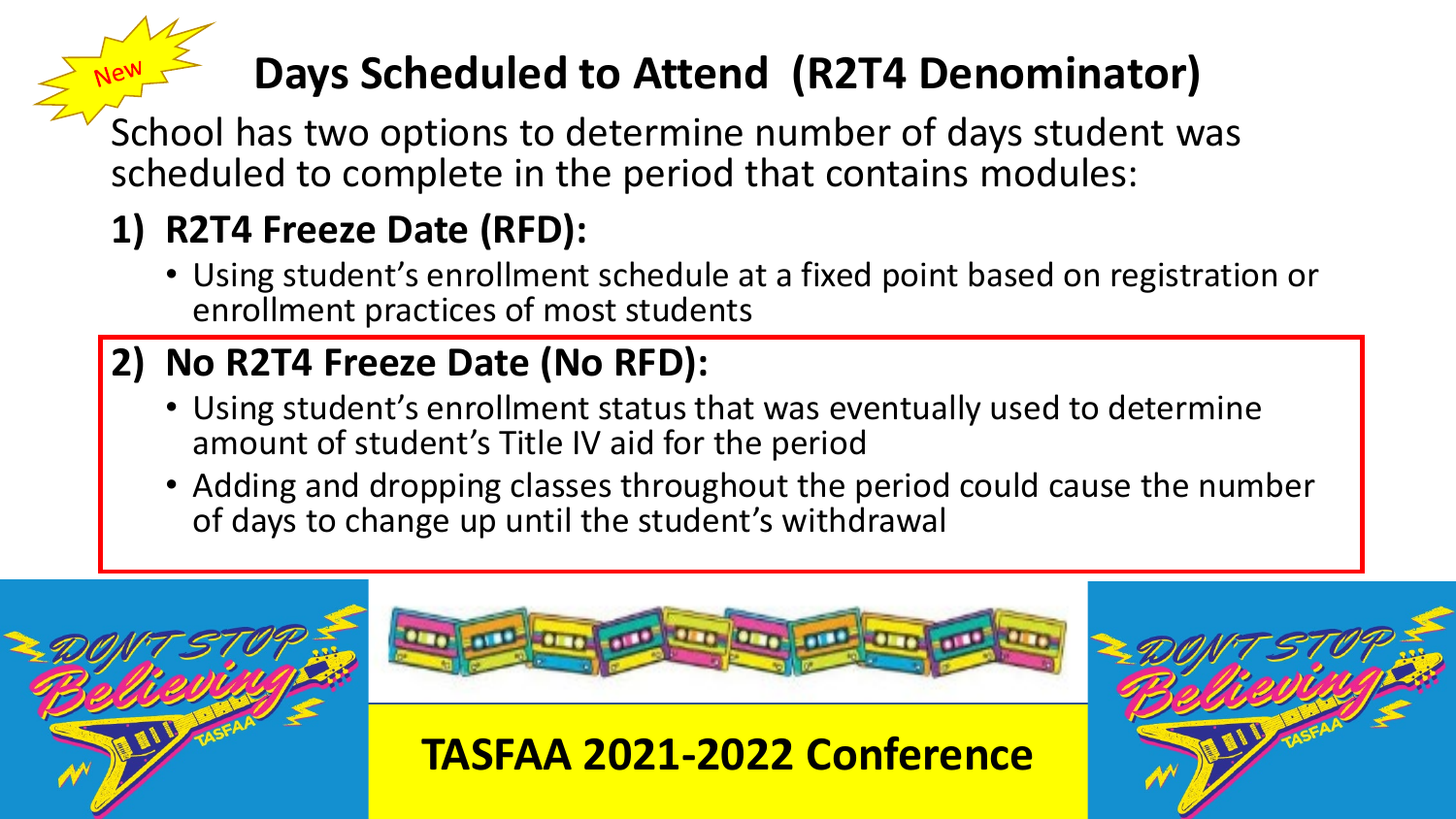# Days Scheduled to Attend (R2T4 Denominator)

New

School has two options to determine number of days student was scheduled to complete in the period that contains modules:

1. **R2T4 Freeze Date (RFD):**
   - Using student's enrollment schedule at a fixed point based on registration or enrollment practices of most students
2. **No R2T4 Freeze Date (No RFD):**
   - Using student's enrollment status that was eventually used to determine amount of student's Title IV aid for the period
   - Adding and dropping classes throughout the period could cause the number of days to change up until the student's withdrawal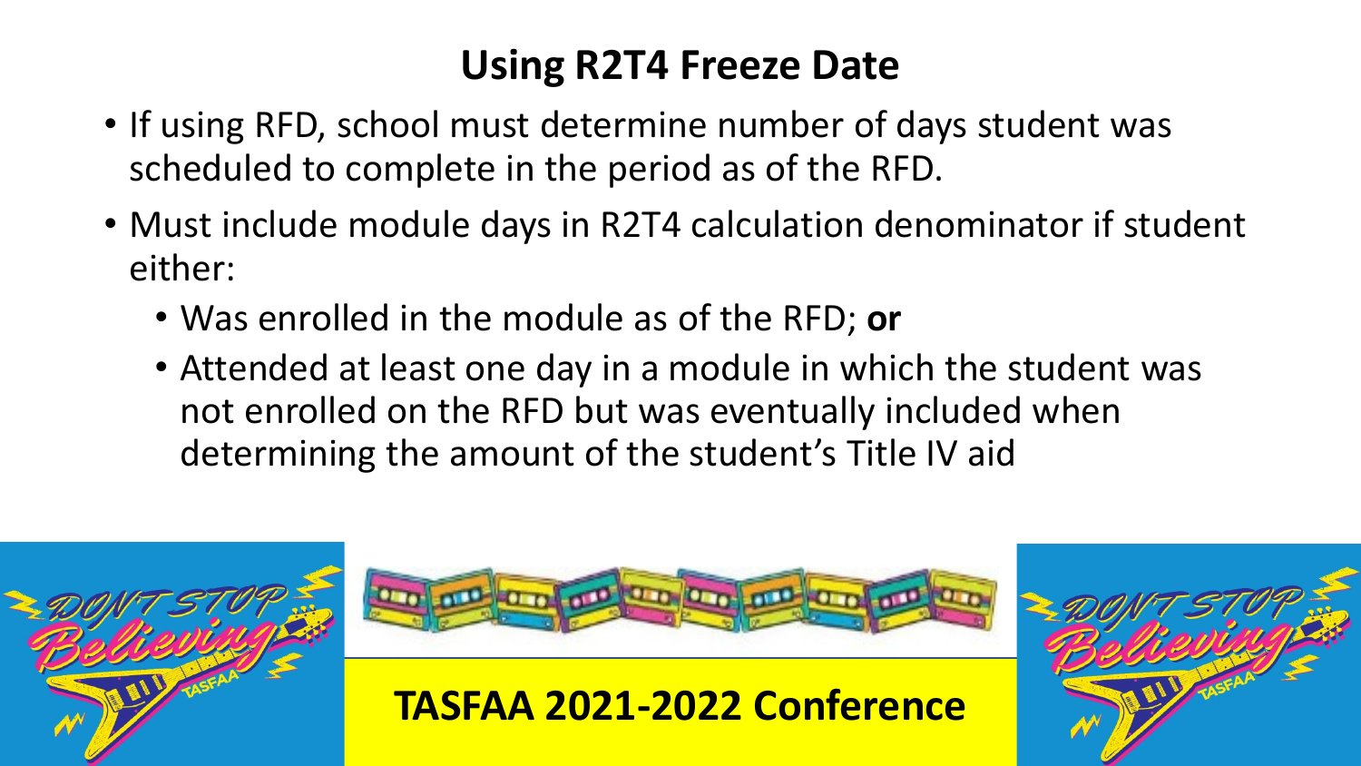# Using R2T4 Freeze Date

- If using RFD, school must determine number of days student was scheduled to complete in the period as of the RFD.
- Must include module days in R2T4 calculation denominator if student either:
  - Was enrolled in the module as of the RFD; **or**
  - Attended at least one day in a module in which the student was not enrolled on the RFD but was eventually included when determining the amount of the student's Title IV aid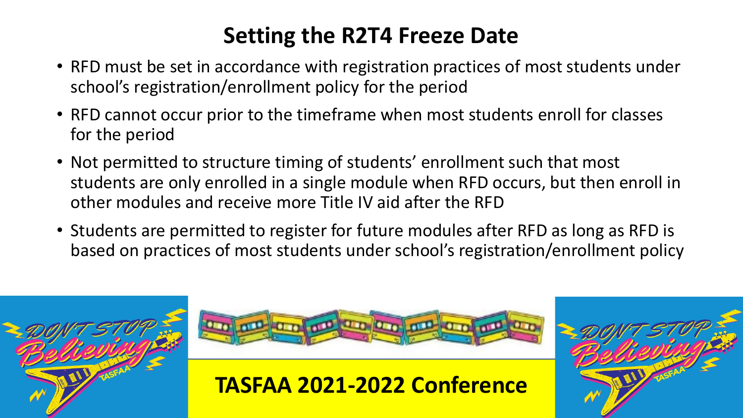# Setting the R2T4 Freeze Date

- RFD must be set in accordance with registration practices of most students under school's registration/enrollment policy for the period
- RFD cannot occur prior to the timeframe when most students enroll for classes for the period
- Not permitted to structure timing of students' enrollment such that most students are only enrolled in a single module when RFD occurs, but then enroll in other modules and receive more Title IV aid after the RFD
- Students are permitted to register for future modules after RFD as long as RFD is based on practices of most students under school's registration/enrollment policy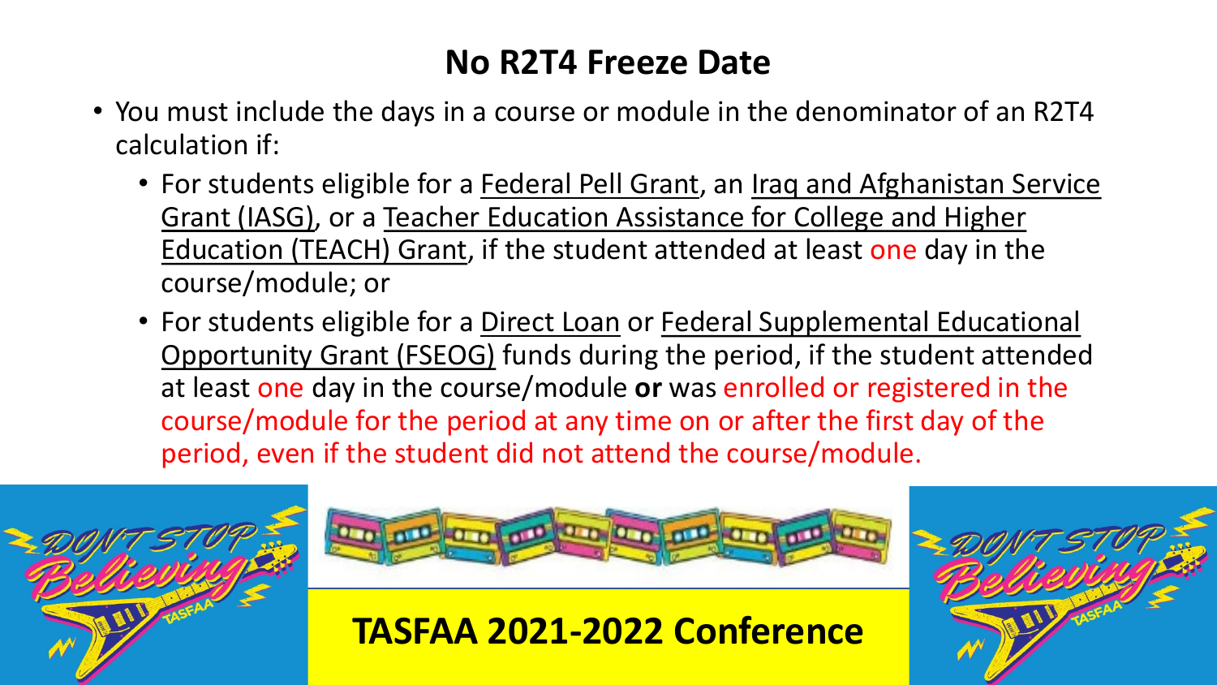## No R2T4 Freeze Date

- You must include the days in a course or module in the denominator of an R2T4 calculation if:
  - For students eligible for a Federal Pell Grant, an Iraq and Afghanistan Service Grant (IASG), or a Teacher Education Assistance for College and Higher Education (TEACH) Grant, if the student attended at least one day in the course/module; or
  - For students eligible for a Direct Loan or Federal Supplemental Educational Opportunity Grant (FSEOG) funds during the period, if the student attended at least one day in the course/module **or** was enrolled or registered in the course/module for the period at any time on or after the first day of the period, even if the student did not attend the course/module.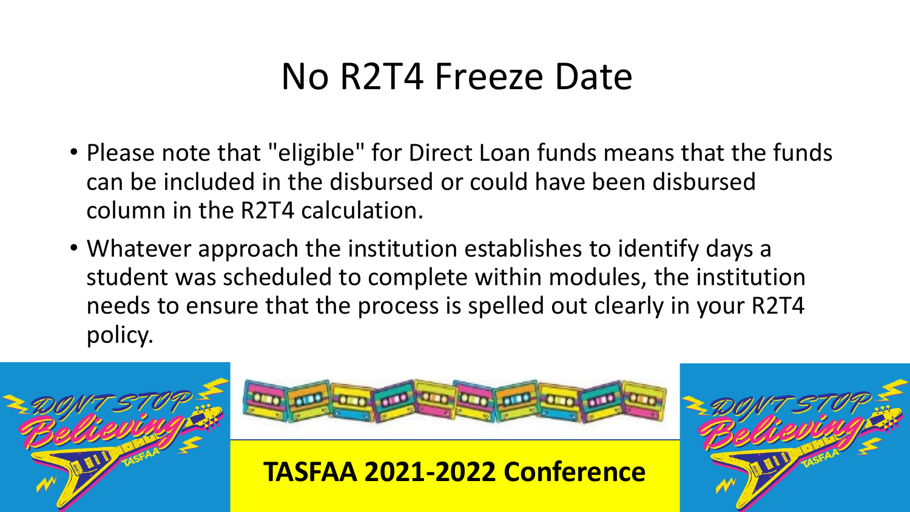# No R2T4 Freeze Date

- Please note that "eligible" for Direct Loan funds means that the funds can be included in the disbursed or could have been disbursed column in the R2T4 calculation.
- Whatever approach the institution establishes to identify days a student was scheduled to complete within modules, the institution needs to ensure that the process is spelled out clearly in your R2T4 policy.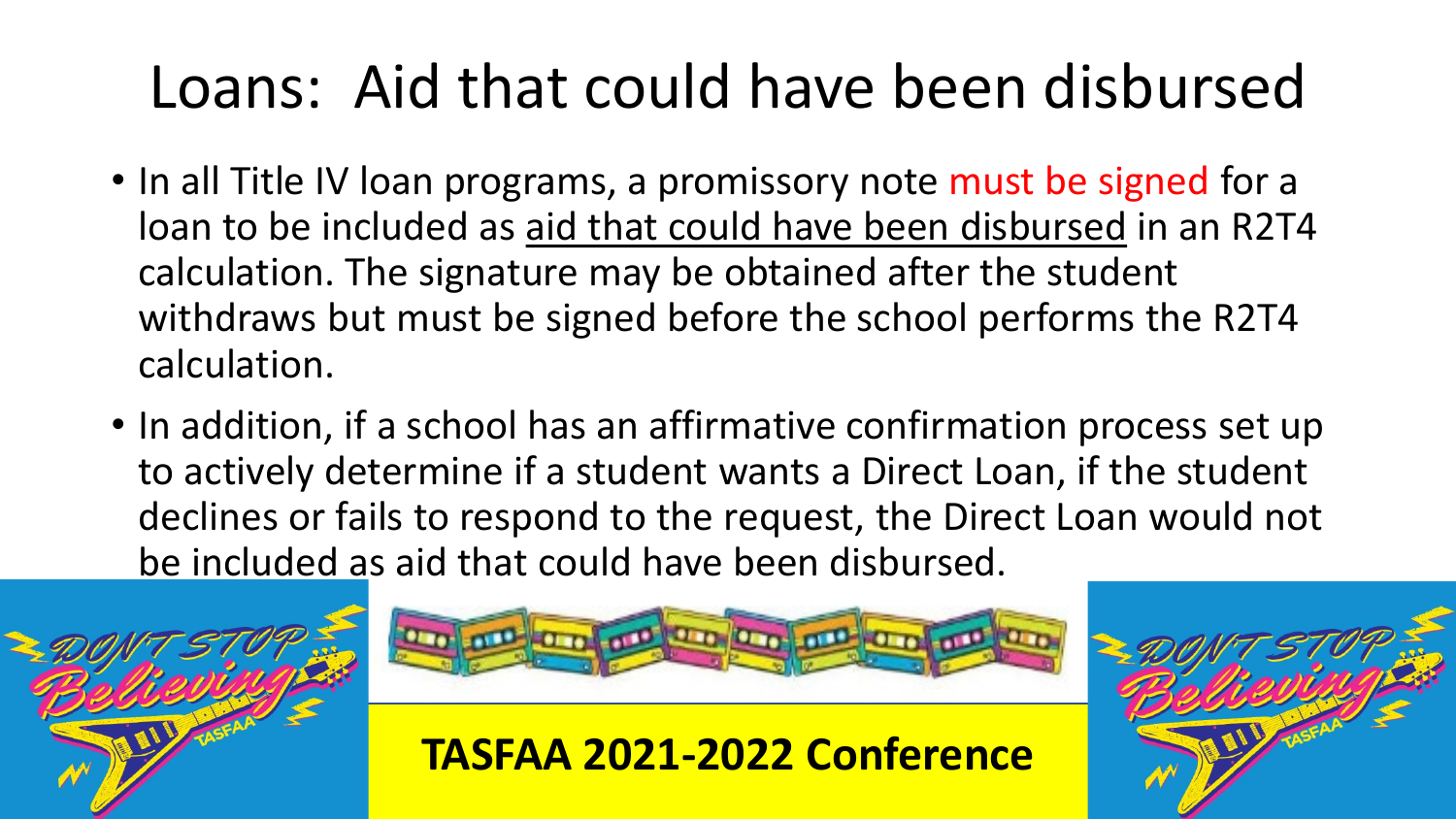# Loans: Aid that could have been disbursed

- In all Title IV loan programs, a promissory note must be signed for a loan to be included as aid that could have been disbursed in an R2T4 calculation. The signature may be obtained after the student withdraws but must be signed before the school performs the R2T4 calculation.
- In addition, if a school has an affirmative confirmation process set up to actively determine if a student wants a Direct Loan, if the student declines or fails to respond to the request, the Direct Loan would not be included as aid that could have been disbursed.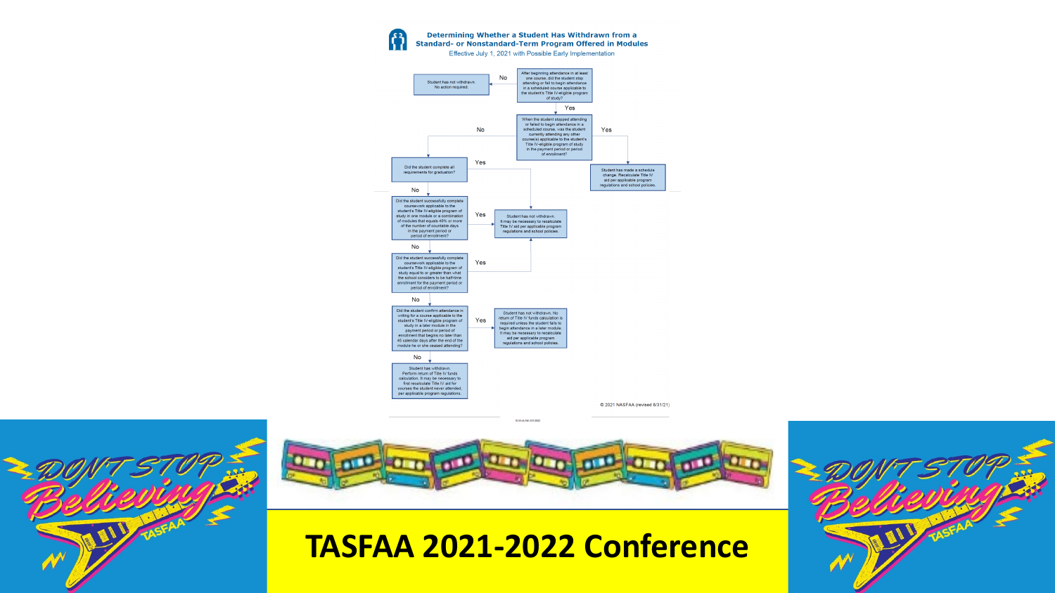## Determining Whether a Student Has Withdrawn from a Standard- or Nonstandard-Term Program Offered in Modules

Effective July 1, 2021 with Possible Early Implementation

After beginning attendance in at least one course, did the student stop attending or fail to begin attendance in a scheduled course applicable to the student's Title IV-eligible program of study?

- **No** → Student has not withdrawn. No action required.
- **Yes** → When the student stopped attending or failed to begin attendance in a scheduled course, was the student currently attending any other course(s) applicable to the student's Title IV-eligible program of study in the payment period or period of enrollment?
  - **Yes** → Student has made a schedule change. Recalculate Title IV aid per applicable program regulations and school policies.
  - **No** → Did the student complete all requirements for graduation?
    - **Yes** → Student has not withdrawn. It may be necessary to recalculate Title IV aid per applicable program regulations and school policies.
    - **No** → Did the student successfully complete coursework applicable to the student's Title IV-eligible program of study in one module or a combination of modules that equals 49% or more of the number of countable days in the payment period or period of enrollment?
      - **Yes** → Student has not withdrawn. It may be necessary to recalculate Title IV aid per applicable program regulations and school policies.
      - **No** → Did the student successfully complete coursework applicable to the student's Title IV-eligible program of study equal to or greater than what the school considers to be half-time enrollment for the payment period or period of enrollment?
        - **Yes** → Student has not withdrawn. It may be necessary to recalculate Title IV aid per applicable program regulations and school policies.
        - **No** → Did the student confirm attendance in writing for a course applicable to the student's Title IV-eligible program of study in a later module in the payment period or period of enrollment that begins no later than 45 calendar days after the end of the module he or she ceased attending?
          - **Yes** → Student has not withdrawn. No return of Title IV funds calculation is required unless the student fails to begin attendance in a later module. It may be necessary to recalculate aid per applicable program regulations and school policies.
          - **No** → Student has withdrawn. Perform return of Title IV funds calculation. It may be necessary to first recalculate Title IV aid for courses the student never attended, per applicable program regulations.

© 2021 NASFAA (revised 8/31/21)

# TASFAA 2021-2022 Conference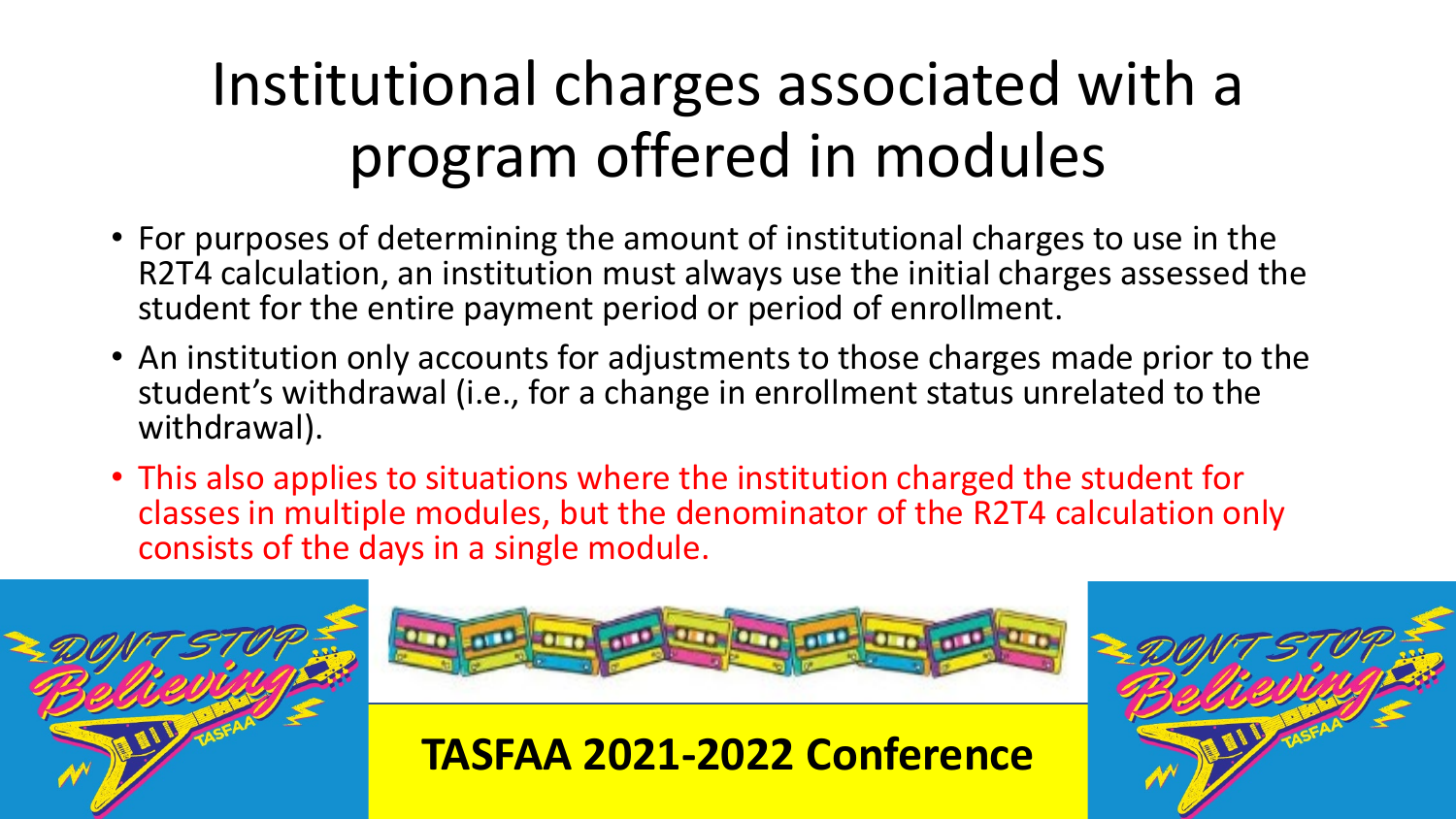# Institutional charges associated with a program offered in modules

- For purposes of determining the amount of institutional charges to use in the R2T4 calculation, an institution must always use the initial charges assessed the student for the entire payment period or period of enrollment.
- An institution only accounts for adjustments to those charges made prior to the student's withdrawal (i.e., for a change in enrollment status unrelated to the withdrawal).
- This also applies to situations where the institution charged the student for classes in multiple modules, but the denominator of the R2T4 calculation only consists of the days in a single module.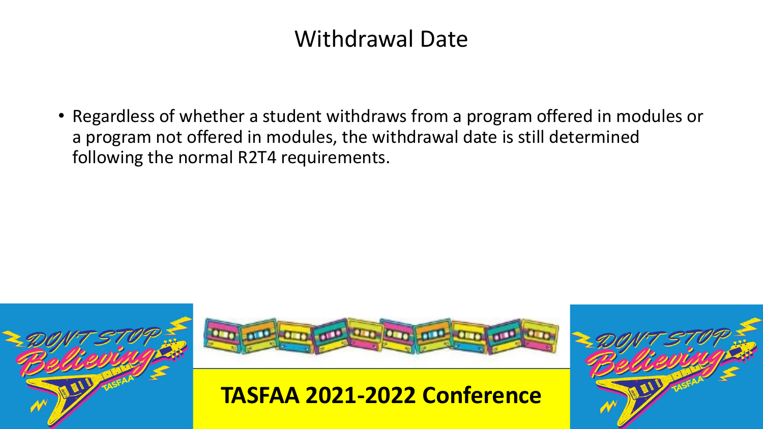# Withdrawal Date

- Regardless of whether a student withdraws from a program offered in modules or a program not offered in modules, the withdrawal date is still determined following the normal R2T4 requirements.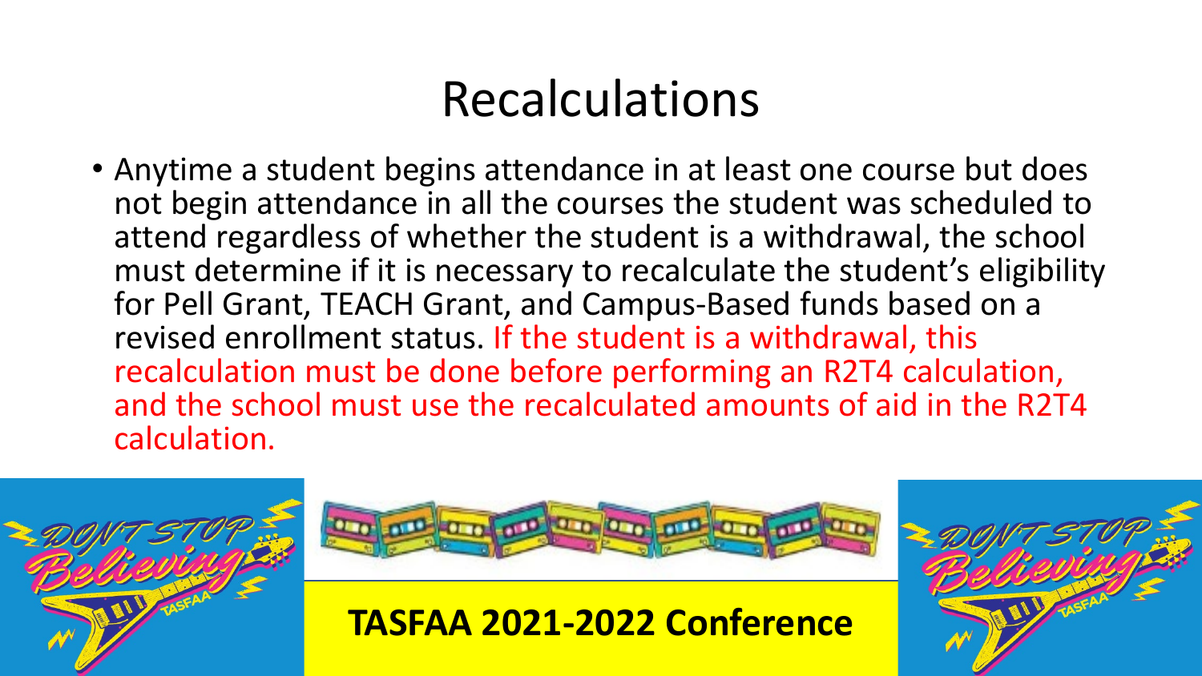# Recalculations

- Anytime a student begins attendance in at least one course but does not begin attendance in all the courses the student was scheduled to attend regardless of whether the student is a withdrawal, the school must determine if it is necessary to recalculate the student's eligibility for Pell Grant, TEACH Grant, and Campus-Based funds based on a revised enrollment status. If the student is a withdrawal, this recalculation must be done before performing an R2T4 calculation, and the school must use the recalculated amounts of aid in the R2T4 calculation.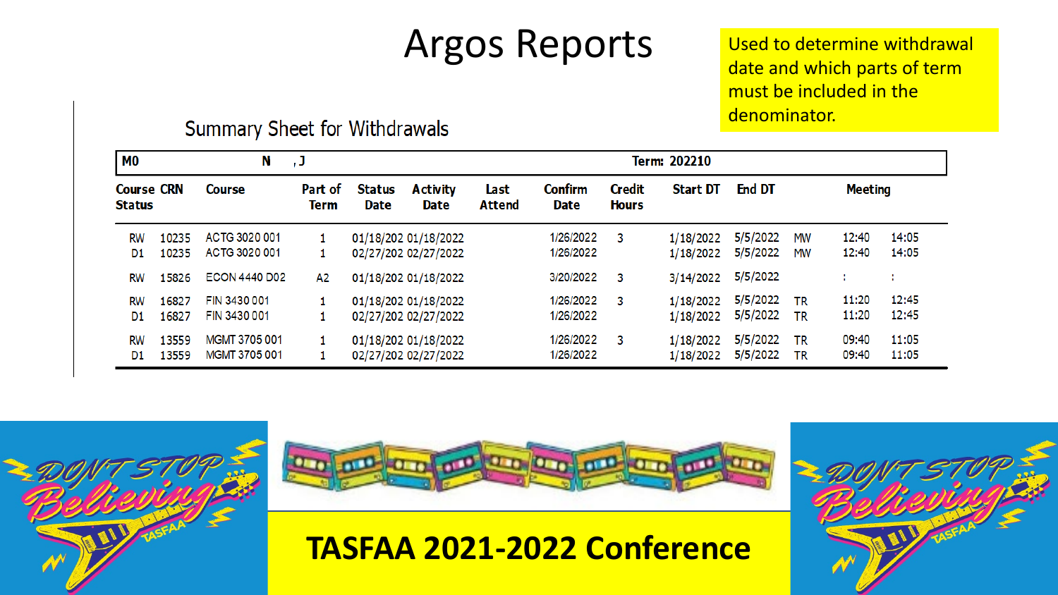# Argos Reports

Used to determine withdrawal date and which parts of term must be included in the denominator.

## Summary Sheet for Withdrawals

| M0 | | N ,J | | | | | | | Term: 202210 | | | | |
|---|---|---|---|---|---|---|---|---|---|---|---|---|---|
| Course Status | CRN | Course | Part of Term | Status Date | Activity Date | Last Attend | Confirm Date | Credit Hours | Start DT | End DT | Meeting | | |
| RW | 10235 | ACTG 3020 001 | 1 | 01/18/202 | 01/18/2022 | | 1/26/2022 | 3 | 1/18/2022 | 5/5/2022 | MW | 12:40 | 14:05 |
| D1 | 10235 | ACTG 3020 001 | 1 | 02/27/202 | 02/27/2022 | | 1/26/2022 | | 1/18/2022 | 5/5/2022 | MW | 12:40 | 14:05 |
| RW | 15826 | ECON 4440 D02 | A2 | 01/18/202 | 01/18/2022 | | 3/20/2022 | 3 | 3/14/2022 | 5/5/2022 | | : | : |
| RW | 16827 | FIN 3430 001 | 1 | 01/18/202 | 01/18/2022 | | 1/26/2022 | 3 | 1/18/2022 | 5/5/2022 | TR | 11:20 | 12:45 |
| D1 | 16827 | FIN 3430 001 | 1 | 02/27/202 | 02/27/2022 | | 1/26/2022 | | 1/18/2022 | 5/5/2022 | TR | 11:20 | 12:45 |
| RW | 13559 | MGMT 3705 001 | 1 | 01/18/202 | 01/18/2022 | | 1/26/2022 | 3 | 1/18/2022 | 5/5/2022 | TR | 09:40 | 11:05 |
| D1 | 13559 | MGMT 3705 001 | 1 | 02/27/202 | 02/27/2022 | | 1/26/2022 | | 1/18/2022 | 5/5/2022 | TR | 09:40 | 11:05 |

TASFAA 2021-2022 Conference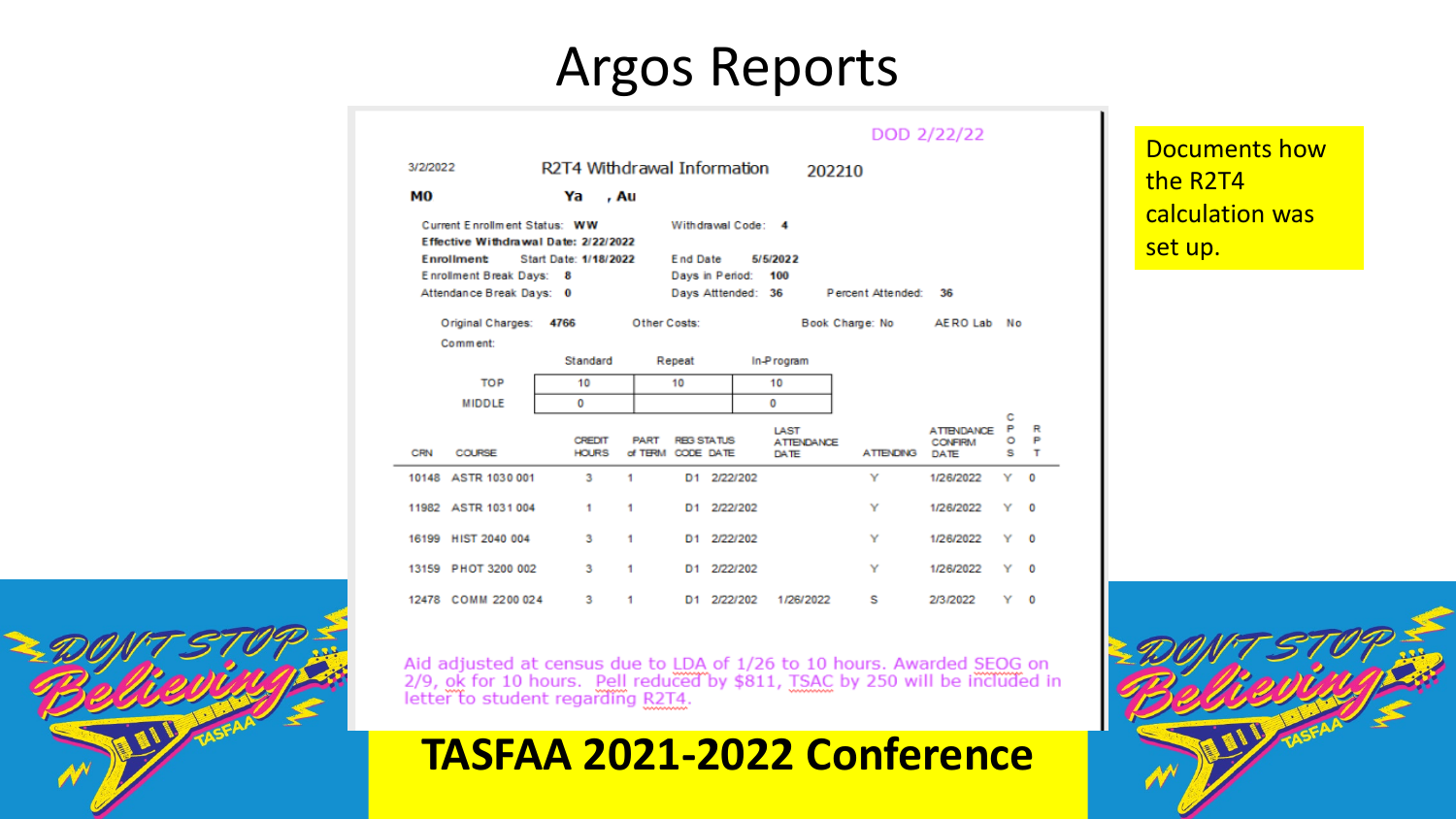# Argos Reports

DOD 2/22/22

3/2/2022 R2T4 Withdrawal Information 202210

**MO** **Ya , Au**

Current Enrollment Status: **WW** Withdrawal Code: **4**

**Effective Withdrawal Date: 2/22/2022**

**Enrollment** Start Date: **1/18/2022** End Date **5/5/2022**

Enrollment Break Days: **8** Days in Period: **100**

Attendance Break Days: **0** Days Attended: **36** Percent Attended: **36**

Original Charges: **4766** Other Costs: Book Charge: No AERO Lab No

Comment:

| | Standard | Repeat | In-Program |
|---|---|---|---|
| TOP | 10 | 10 | 10 |
| MIDDLE | 0 | | 0 |

| CRN | COURSE | CREDIT HOURS | PART of TERM | REG STATUS CODE | REG STATUS DATE | LAST ATTENDANCE DATE | ATTENDING | ATTENDANCE CONFIRM DATE | COPS | RPT |
|---|---|---|---|---|---|---|---|---|---|---|
| 10148 | ASTR 1030 001 | 3 | 1 | D1 | 2/22/202 | | Y | 1/26/2022 | Y | 0 |
| 11982 | ASTR 1031 004 | 1 | 1 | D1 | 2/22/202 | | Y | 1/26/2022 | Y | 0 |
| 16199 | HIST 2040 004 | 3 | 1 | D1 | 2/22/202 | | Y | 1/26/2022 | Y | 0 |
| 13159 | PHOT 3200 002 | 3 | 1 | D1 | 2/22/202 | | Y | 1/26/2022 | Y | 0 |
| 12478 | COMM 2200 024 | 3 | 1 | D1 | 2/22/202 | 1/26/2022 | S | 2/3/2022 | Y | 0 |

Aid adjusted at census due to LDA of 1/26 to 10 hours. Awarded SEOG on 2/9, ok for 10 hours. Pell reduced by $811, TSAC by 250 will be included in letter to student regarding R2T4.

Documents how the R2T4 calculation was set up.

**TASFAA 2021-2022 Conference**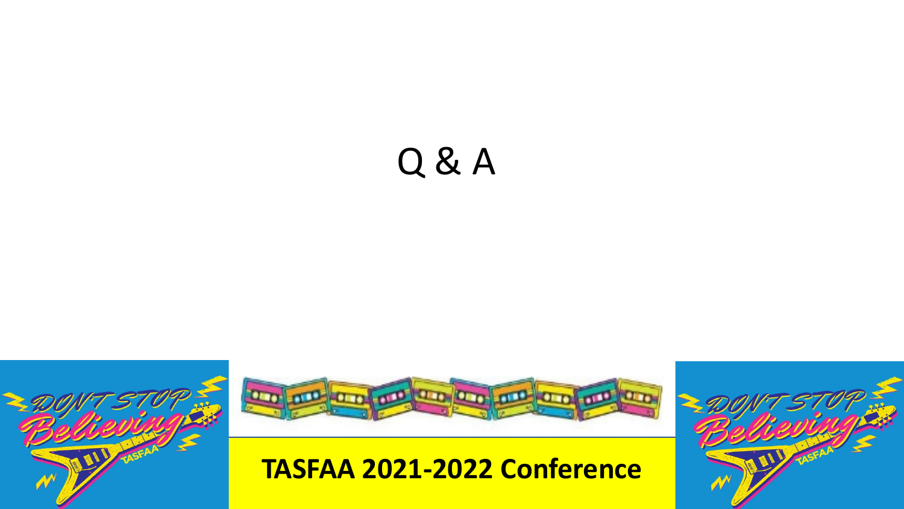# Q & A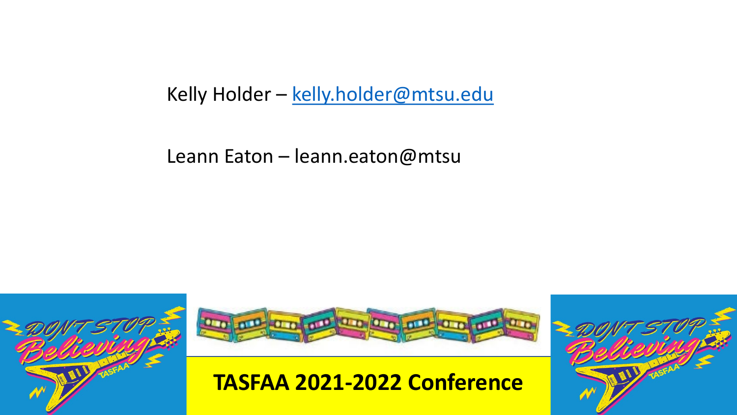Kelly Holder – kelly.holder@mtsu.edu

Leann Eaton – leann.eaton@mtsu

TASFAA 2021-2022 Conference